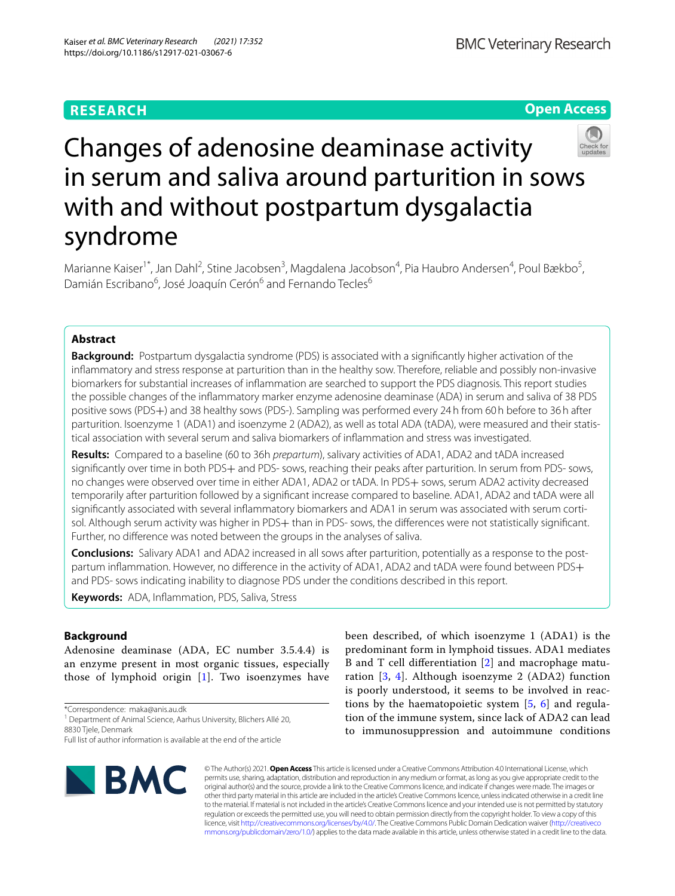RESEARCH

Open Access

# Changes of adenosine deaminase activity in serum and saliva around parturition in sows with and without postpartum dysgalactia syndrome

Marianne Kaiser[1*], Jan Dahl[2], Stine Jacobsen[3], Magdalena Jacobson[4], Pia Haubro Andersen[4], Poul Bækbo[5], Damián Escribano[6], José Joaquín Cerón[6] and Fernando Tecles[6]

## Abstract

**Background:** Postpartum dysgalactia syndrome (PDS) is associated with a significantly higher activation of the inflammatory and stress response at parturition than in the healthy sow. Therefore, reliable and possibly non-invasive biomarkers for substantial increases of inflammation are searched to support the PDS diagnosis. This report studies the possible changes of the inflammatory marker enzyme adenosine deaminase (ADA) in serum and saliva of 38 PDS positive sows (PDS+) and 38 healthy sows (PDS-). Sampling was performed every 24 h from 60 h before to 36 h after parturition. Isoenzyme 1 (ADA1) and isoenzyme 2 (ADA2), as well as total ADA (tADA), were measured and their statistical association with several serum and saliva biomarkers of inflammation and stress was investigated.

**Results:** Compared to a baseline (60 to 36h *prepartum*), salivary activities of ADA1, ADA2 and tADA increased significantly over time in both PDS+ and PDS- sows, reaching their peaks after parturition. In serum from PDS- sows, no changes were observed over time in either ADA1, ADA2 or tADA. In PDS+ sows, serum ADA2 activity decreased temporarily after parturition followed by a significant increase compared to baseline. ADA1, ADA2 and tADA were all significantly associated with several inflammatory biomarkers and ADA1 in serum was associated with serum cortisol. Although serum activity was higher in PDS+ than in PDS- sows, the differences were not statistically significant. Further, no difference was noted between the groups in the analyses of saliva.

**Conclusions:** Salivary ADA1 and ADA2 increased in all sows after parturition, potentially as a response to the postpartum inflammation. However, no difference in the activity of ADA1, ADA2 and tADA were found between PDS+ and PDS- sows indicating inability to diagnose PDS under the conditions described in this report.

**Keywords:** ADA, Inflammation, PDS, Saliva, Stress

## Background

Adenosine deaminase (ADA, EC number 3.5.4.4) is an enzyme present in most organic tissues, especially those of lymphoid origin [1]. Two isoenzymes have been described, of which isoenzyme 1 (ADA1) is the predominant form in lymphoid tissues. ADA1 mediates B and T cell differentiation [2] and macrophage maturation [3, 4]. Although isoenzyme 2 (ADA2) function is poorly understood, it seems to be involved in reactions by the haematopoietic system [5, 6] and regulation of the immune system, since lack of ADA2 can lead to immunosuppression and autoimmune conditions

*Correspondence: maka@anis.au.dk

[1] Department of Animal Science, Aarhus University, Blichers Allé 20, 8830 Tjele, Denmark

Full list of author information is available at the end of the article

© The Author(s) 2021. **Open Access** This article is licensed under a Creative Commons Attribution 4.0 International License, which permits use, sharing, adaptation, distribution and reproduction in any medium or format, as long as you give appropriate credit to the original author(s) and the source, provide a link to the Creative Commons licence, and indicate if changes were made. The images or other third party material in this article are included in the article's Creative Commons licence, unless indicated otherwise in a credit line to the material. If material is not included in the article's Creative Commons licence and your intended use is not permitted by statutory regulation or exceeds the permitted use, you will need to obtain permission directly from the copyright holder. To view a copy of this licence, visit http://creativecommons.org/licenses/by/4.0/. The Creative Commons Public Domain Dedication waiver (http://creativecommons.org/publicdomain/zero/1.0/) applies to the data made available in this article, unless otherwise stated in a credit line to the data.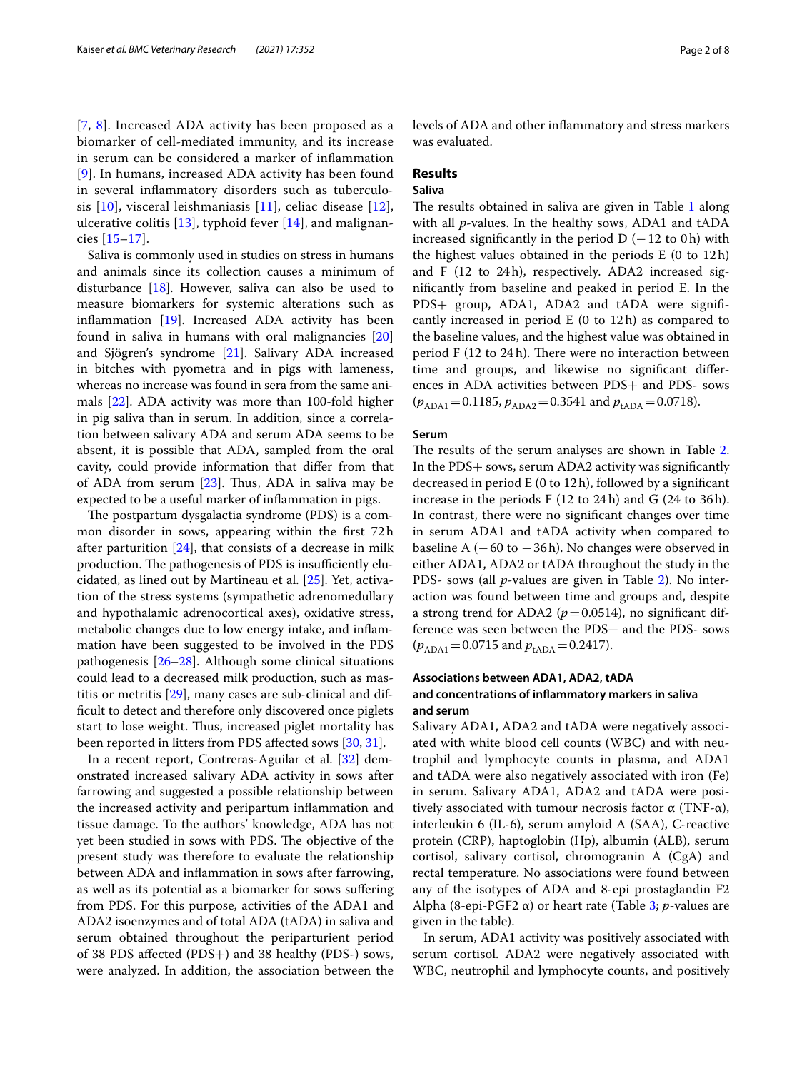[7, 8]. Increased ADA activity has been proposed as a biomarker of cell-mediated immunity, and its increase in serum can be considered a marker of inflammation [9]. In humans, increased ADA activity has been found in several inflammatory disorders such as tuberculosis [10], visceral leishmaniasis [11], celiac disease [12], ulcerative colitis [13], typhoid fever [14], and malignancies [15–17].

Saliva is commonly used in studies on stress in humans and animals since its collection causes a minimum of disturbance [18]. However, saliva can also be used to measure biomarkers for systemic alterations such as inflammation [19]. Increased ADA activity has been found in saliva in humans with oral malignancies [20] and Sjögren's syndrome [21]. Salivary ADA increased in bitches with pyometra and in pigs with lameness, whereas no increase was found in sera from the same animals [22]. ADA activity was more than 100-fold higher in pig saliva than in serum. In addition, since a correlation between salivary ADA and serum ADA seems to be absent, it is possible that ADA, sampled from the oral cavity, could provide information that differ from that of ADA from serum [23]. Thus, ADA in saliva may be expected to be a useful marker of inflammation in pigs.

The postpartum dysgalactia syndrome (PDS) is a common disorder in sows, appearing within the first 72 h after parturition [24], that consists of a decrease in milk production. The pathogenesis of PDS is insufficiently elucidated, as lined out by Martineau et al. [25]. Yet, activation of the stress systems (sympathetic adrenomedullary and hypothalamic adrenocortical axes), oxidative stress, metabolic changes due to low energy intake, and inflammation have been suggested to be involved in the PDS pathogenesis [26–28]. Although some clinical situations could lead to a decreased milk production, such as mastitis or metritis [29], many cases are sub-clinical and difficult to detect and therefore only discovered once piglets start to lose weight. Thus, increased piglet mortality has been reported in litters from PDS affected sows [30, 31].

In a recent report, Contreras-Aguilar et al. [32] demonstrated increased salivary ADA activity in sows after farrowing and suggested a possible relationship between the increased activity and peripartum inflammation and tissue damage. To the authors' knowledge, ADA has not yet been studied in sows with PDS. The objective of the present study was therefore to evaluate the relationship between ADA and inflammation in sows after farrowing, as well as its potential as a biomarker for sows suffering from PDS. For this purpose, activities of the ADA1 and ADA2 isoenzymes and of total ADA (tADA) in saliva and serum obtained throughout the periparturient period of 38 PDS affected (PDS+) and 38 healthy (PDS-) sows, were analyzed. In addition, the association between the levels of ADA and other inflammatory and stress markers was evaluated.

## Results

### Saliva

The results obtained in saliva are given in Table 1 along with all *p*-values. In the healthy sows, ADA1 and tADA increased significantly in the period D (−12 to 0 h) with the highest values obtained in the periods E (0 to 12 h) and F (12 to 24 h), respectively. ADA2 increased significantly from baseline and peaked in period E. In the PDS+ group, ADA1, ADA2 and tADA were significantly increased in period E (0 to 12 h) as compared to the baseline values, and the highest value was obtained in period F (12 to 24 h). There were no interaction between time and groups, and likewise no significant differences in ADA activities between PDS+ and PDS- sows ($p_{\mathrm{ADA1}} = 0.1185$, $p_{\mathrm{ADA2}} = 0.3541$ and $p_{\mathrm{tADA}} = 0.0718$).

### Serum

The results of the serum analyses are shown in Table 2. In the PDS+ sows, serum ADA2 activity was significantly decreased in period E (0 to 12 h), followed by a significant increase in the periods F (12 to 24 h) and G (24 to 36 h). In contrast, there were no significant changes over time in serum ADA1 and tADA activity when compared to baseline A (−60 to −36 h). No changes were observed in either ADA1, ADA2 or tADA throughout the study in the PDS- sows (all *p*-values are given in Table 2). No interaction was found between time and groups and, despite a strong trend for ADA2 ($p = 0.0514$), no significant difference was seen between the PDS+ and the PDS- sows ($p_{\mathrm{ADA1}} = 0.0715$ and $p_{\mathrm{tADA}} = 0.2417$).

### Associations between ADA1, ADA2, tADA and concentrations of inflammatory markers in saliva and serum

Salivary ADA1, ADA2 and tADA were negatively associated with white blood cell counts (WBC) and with neutrophil and lymphocyte counts in plasma, and ADA1 and tADA were also negatively associated with iron (Fe) in serum. Salivary ADA1, ADA2 and tADA were positively associated with tumour necrosis factor α (TNF-α), interleukin 6 (IL-6), serum amyloid A (SAA), C-reactive protein (CRP), haptoglobin (Hp), albumin (ALB), serum cortisol, salivary cortisol, chromogranin A (CgA) and rectal temperature. No associations were found between any of the isotypes of ADA and 8-epi prostaglandin F2 Alpha (8-epi-PGF2 α) or heart rate (Table 3; *p*-values are given in the table).

In serum, ADA1 activity was positively associated with serum cortisol. ADA2 were negatively associated with WBC, neutrophil and lymphocyte counts, and positively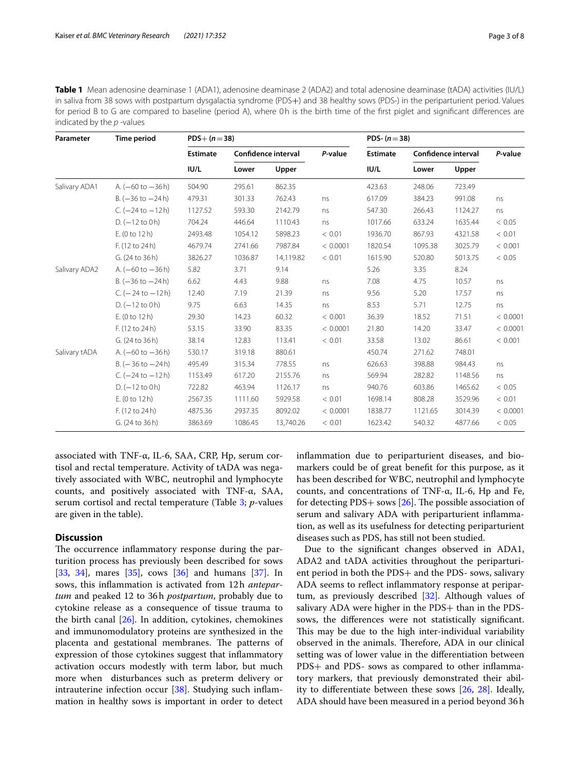**Table 1** Mean adenosine deaminase 1 (ADA1), adenosine deaminase 2 (ADA2) and total adenosine deaminase (tADA) activities (IU/L) in saliva from 38 sows with postpartum dysgalactia syndrome (PDS+) and 38 healthy sows (PDS-) in the periparturient period. Values for period B to G are compared to baseline (period A), where 0 h is the birth time of the first piglet and significant differences are indicated by the *p* -values

| Parameter | Time period | PDS+ ($n=38$) | | | | PDS- ($n=38$) | | | |
|---|---|---|---|---|---|---|---|---|---|
| | | Estimate | Confidence interval | | *P*-value | Estimate | Confidence interval | | *P*-value |
| | | IU/L | Lower | Upper | | IU/L | Lower | Upper | |
| Salivary ADA1 | A. (−60 to −36 h) | 504.90 | 295.61 | 862.35 | | 423.63 | 248.06 | 723.49 | |
| | B. (−36 to −24 h) | 479.31 | 301.33 | 762.43 | ns | 617.09 | 384.23 | 991.08 | ns |
| | C. (−24 to −12 h) | 1127.52 | 593.30 | 2142.79 | ns | 547.30 | 266.43 | 1124.27 | ns |
| | D. (−12 to 0 h) | 704.24 | 446.64 | 1110.43 | ns | 1017.66 | 633.24 | 1635.44 | < 0.05 |
| | E. (0 to 12 h) | 2493.48 | 1054.12 | 5898.23 | < 0.01 | 1936.70 | 867.93 | 4321.58 | < 0.01 |
| | F. (12 to 24 h) | 4679.74 | 2741.66 | 7987.84 | < 0.0001 | 1820.54 | 1095.38 | 3025.79 | < 0.001 |
| | G. (24 to 36 h) | 3826.27 | 1036.87 | 14,119.82 | < 0.01 | 1615.90 | 520.80 | 5013.75 | < 0.05 |
| Salivary ADA2 | A. (−60 to −36 h) | 5.82 | 3.71 | 9.14 | | 5.26 | 3.35 | 8.24 | |
| | B. (−36 to −24 h) | 6.62 | 4.43 | 9.88 | ns | 7.08 | 4.75 | 10.57 | ns |
| | C. (− 24 to −12 h) | 12.40 | 7.19 | 21.39 | ns | 9.56 | 5.20 | 17.57 | ns |
| | D. (−12 to 0 h) | 9.75 | 6.63 | 14.35 | ns | 8.53 | 5.71 | 12.75 | ns |
| | E. (0 to 12 h) | 29.30 | 14.23 | 60.32 | < 0.001 | 36.39 | 18.52 | 71.51 | < 0.0001 |
| | F. (12 to 24 h) | 53.15 | 33.90 | 83.35 | < 0.0001 | 21.80 | 14.20 | 33.47 | < 0.0001 |
| | G. (24 to 36 h) | 38.14 | 12.83 | 113.41 | < 0.01 | 33.58 | 13.02 | 86.61 | < 0.001 |
| Salivary tADA | A. (−60 to −36 h) | 530.17 | 319.18 | 880.61 | | 450.74 | 271.62 | 748.01 | |
| | B. (− 36 to −24 h) | 495.49 | 315.34 | 778.55 | ns | 626.63 | 398.88 | 984.43 | ns |
| | C. (−24 to −12 h) | 1153.49 | 617.20 | 2155.76 | ns | 569.94 | 282.82 | 1148.56 | ns |
| | D. (−12 to 0 h) | 722.82 | 463.94 | 1126.17 | ns | 940.76 | 603.86 | 1465.62 | < 0.05 |
| | E. (0 to 12 h) | 2567.35 | 1111.60 | 5929.58 | < 0.01 | 1698.14 | 808.28 | 3529.96 | < 0.01 |
| | F. (12 to 24 h) | 4875.36 | 2937.35 | 8092.02 | < 0.0001 | 1838.77 | 1121.65 | 3014.39 | < 0.0001 |
| | G. (24 to 36 h) | 3863.69 | 1086.45 | 13,740.26 | < 0.01 | 1623.42 | 540.32 | 4877.66 | < 0.05 |

associated with TNF-α, IL-6, SAA, CRP, Hp, serum cortisol and rectal temperature. Activity of tADA was negatively associated with WBC, neutrophil and lymphocyte counts, and positively associated with TNF-α, SAA, serum cortisol and rectal temperature (Table 3; *p*-values are given in the table).

## Discussion

The occurrence inflammatory response during the parturition process has previously been described for sows [33, 34], mares [35], cows [36] and humans [37]. In sows, this inflammation is activated from 12 h *antepartum* and peaked 12 to 36 h *postpartum*, probably due to cytokine release as a consequence of tissue trauma to the birth canal [26]. In addition, cytokines, chemokines and immunomodulatory proteins are synthesized in the placenta and gestational membranes. The patterns of expression of those cytokines suggest that inflammatory activation occurs modestly with term labor, but much more when disturbances such as preterm delivery or intrauterine infection occur [38]. Studying such inflammation in healthy sows is important in order to detect inflammation due to periparturient diseases, and biomarkers could be of great benefit for this purpose, as it has been described for WBC, neutrophil and lymphocyte counts, and concentrations of TNF-α, IL-6, Hp and Fe, for detecting PDS+ sows [26]. The possible association of serum and salivary ADA with periparturient inflammation, as well as its usefulness for detecting periparturient diseases such as PDS, has still not been studied.

Due to the significant changes observed in ADA1, ADA2 and tADA activities throughout the periparturient period in both the PDS+ and the PDS- sows, salivary ADA seems to reflect inflammatory response at peripartum, as previously described [32]. Although values of salivary ADA were higher in the PDS+ than in the PDS- sows, the differences were not statistically significant. This may be due to the high inter-individual variability observed in the animals. Therefore, ADA in our clinical setting was of lower value in the differentiation between PDS+ and PDS- sows as compared to other inflammatory markers, that previously demonstrated their ability to differentiate between these sows [26, 28]. Ideally, ADA should have been measured in a period beyond 36 h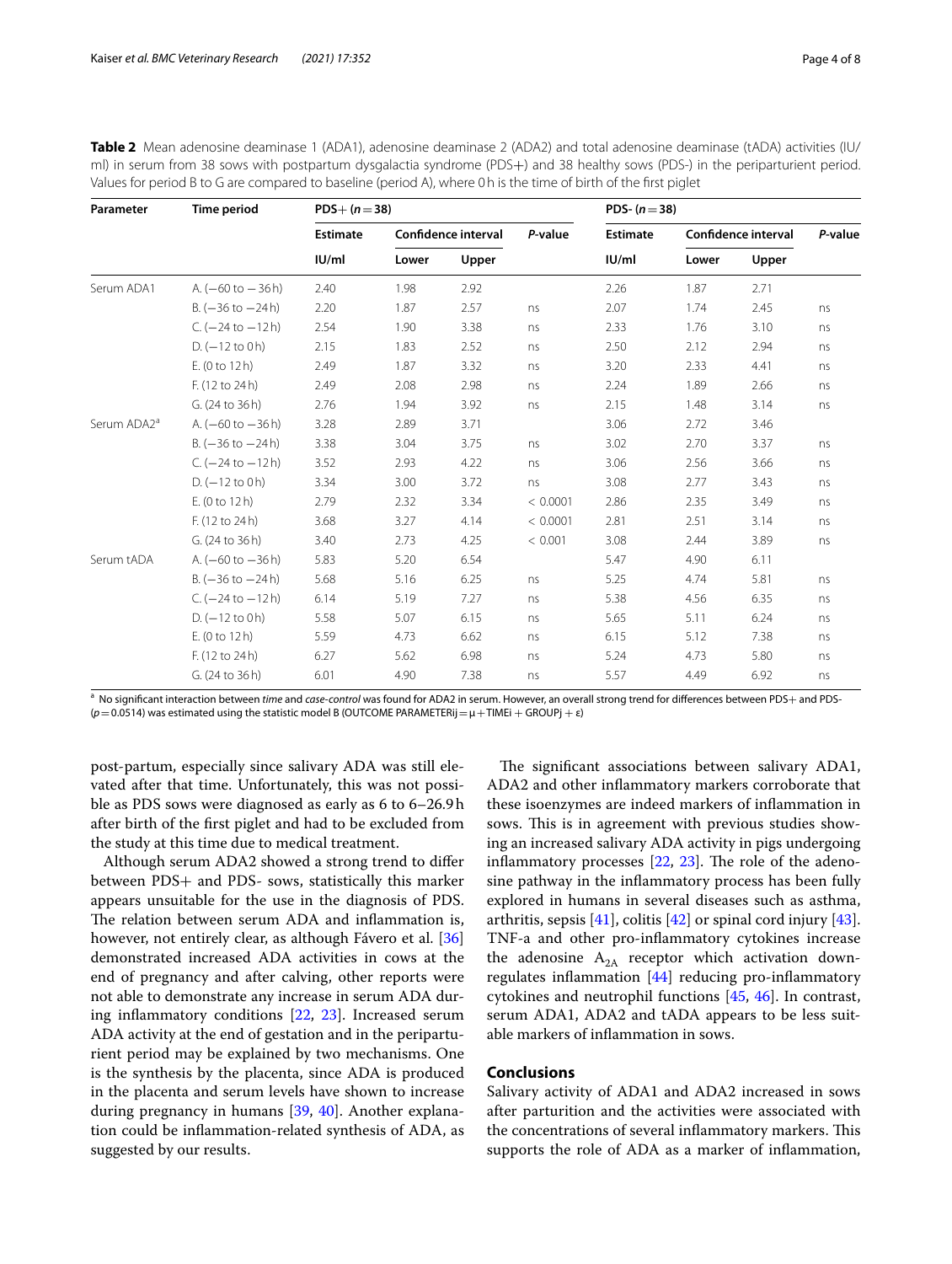**Table 2** Mean adenosine deaminase 1 (ADA1), adenosine deaminase 2 (ADA2) and total adenosine deaminase (tADA) activities (IU/ml) in serum from 38 sows with postpartum dysgalactia syndrome (PDS+) and 38 healthy sows (PDS-) in the periparturient period. Values for period B to G are compared to baseline (period A), where 0 h is the time of birth of the first piglet

| Parameter | Time period | PDS+ (n = 38) | | | | PDS- (n = 38) | | | |
|---|---|---|---|---|---|---|---|---|---|
| | | Estimate | Confidence interval | | *P*-value | Estimate | Confidence interval | | *P*-value |
| | | IU/ml | Lower | Upper | | IU/ml | Lower | Upper | |
| Serum ADA1 | A. (−60 to − 36 h) | 2.40 | 1.98 | 2.92 | | 2.26 | 1.87 | 2.71 | |
| | B. (−36 to −24 h) | 2.20 | 1.87 | 2.57 | ns | 2.07 | 1.74 | 2.45 | ns |
| | C. (−24 to −12 h) | 2.54 | 1.90 | 3.38 | ns | 2.33 | 1.76 | 3.10 | ns |
| | D. (−12 to 0 h) | 2.15 | 1.83 | 2.52 | ns | 2.50 | 2.12 | 2.94 | ns |
| | E. (0 to 12 h) | 2.49 | 1.87 | 3.32 | ns | 3.20 | 2.33 | 4.41 | ns |
| | F. (12 to 24 h) | 2.49 | 2.08 | 2.98 | ns | 2.24 | 1.89 | 2.66 | ns |
| | G. (24 to 36 h) | 2.76 | 1.94 | 3.92 | ns | 2.15 | 1.48 | 3.14 | ns |
| Serum ADA2[a] | A. (−60 to −36 h) | 3.28 | 2.89 | 3.71 | | 3.06 | 2.72 | 3.46 | |
| | B. (−36 to −24 h) | 3.38 | 3.04 | 3.75 | ns | 3.02 | 2.70 | 3.37 | ns |
| | C. (−24 to −12 h) | 3.52 | 2.93 | 4.22 | ns | 3.06 | 2.56 | 3.66 | ns |
| | D. (−12 to 0 h) | 3.34 | 3.00 | 3.72 | ns | 3.08 | 2.77 | 3.43 | ns |
| | E. (0 to 12 h) | 2.79 | 2.32 | 3.34 | < 0.0001 | 2.86 | 2.35 | 3.49 | ns |
| | F. (12 to 24 h) | 3.68 | 3.27 | 4.14 | < 0.0001 | 2.81 | 2.51 | 3.14 | ns |
| | G. (24 to 36 h) | 3.40 | 2.73 | 4.25 | < 0.001 | 3.08 | 2.44 | 3.89 | ns |
| Serum tADA | A. (−60 to −36 h) | 5.83 | 5.20 | 6.54 | | 5.47 | 4.90 | 6.11 | |
| | B. (−36 to −24 h) | 5.68 | 5.16 | 6.25 | ns | 5.25 | 4.74 | 5.81 | ns |
| | C. (−24 to −12 h) | 6.14 | 5.19 | 7.27 | ns | 5.38 | 4.56 | 6.35 | ns |
| | D. (−12 to 0 h) | 5.58 | 5.07 | 6.15 | ns | 5.65 | 5.11 | 6.24 | ns |
| | E. (0 to 12 h) | 5.59 | 4.73 | 6.62 | ns | 6.15 | 5.12 | 7.38 | ns |
| | F. (12 to 24 h) | 6.27 | 5.62 | 6.98 | ns | 5.24 | 4.73 | 5.80 | ns |
| | G. (24 to 36 h) | 6.01 | 4.90 | 7.38 | ns | 5.57 | 4.49 | 6.92 | ns |

[a] No significant interaction between *time* and *case-control* was found for ADA2 in serum. However, an overall strong trend for differences between PDS+ and PDS- ($p = 0.0514$) was estimated using the statistic model B (OUTCOME PARAMETERij = μ + TIMEi + GROUPj + ε)

post-partum, especially since salivary ADA was still elevated after that time. Unfortunately, this was not possible as PDS sows were diagnosed as early as 6 to 6–26.9 h after birth of the first piglet and had to be excluded from the study at this time due to medical treatment.

Although serum ADA2 showed a strong trend to differ between PDS+ and PDS- sows, statistically this marker appears unsuitable for the use in the diagnosis of PDS. The relation between serum ADA and inflammation is, however, not entirely clear, as although Fávero et al. [36] demonstrated increased ADA activities in cows at the end of pregnancy and after calving, other reports were not able to demonstrate any increase in serum ADA during inflammatory conditions [22, 23]. Increased serum ADA activity at the end of gestation and in the periparturient period may be explained by two mechanisms. One is the synthesis by the placenta, since ADA is produced in the placenta and serum levels have shown to increase during pregnancy in humans [39, 40]. Another explanation could be inflammation-related synthesis of ADA, as suggested by our results.

The significant associations between salivary ADA1, ADA2 and other inflammatory markers corroborate that these isoenzymes are indeed markers of inflammation in sows. This is in agreement with previous studies showing an increased salivary ADA activity in pigs undergoing inflammatory processes [22, 23]. The role of the adenosine pathway in the inflammatory process has been fully explored in humans in several diseases such as asthma, arthritis, sepsis [41], colitis [42] or spinal cord injury [43]. TNF-a and other pro-inflammatory cytokines increase the adenosine $A_{2A}$ receptor which activation down-regulates inflammation [44] reducing pro-inflammatory cytokines and neutrophil functions [45, 46]. In contrast, serum ADA1, ADA2 and tADA appears to be less suitable markers of inflammation in sows.

## Conclusions

Salivary activity of ADA1 and ADA2 increased in sows after parturition and the activities were associated with the concentrations of several inflammatory markers. This supports the role of ADA as a marker of inflammation,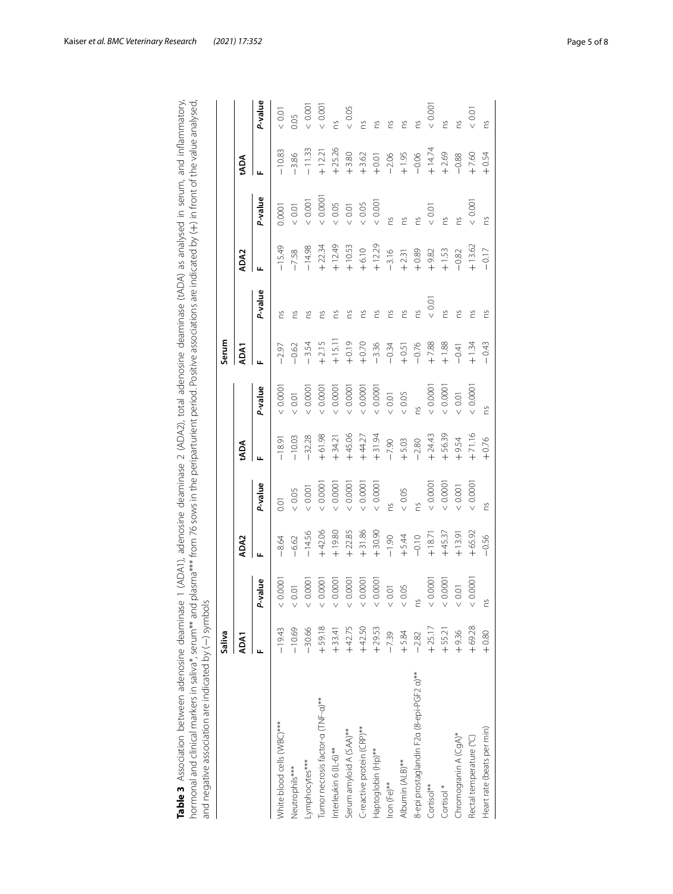**Table 3** Association between adenosine deaminase 1 (ADA1), adenosine deaminase 2 (ADA2), total adenosine deaminase (tADA) as analysed in serum, and inflammatory, hormonal and clinical markers in saliva*, serum** and plasma*** from 76 sows in the periparturient period. Positive associations are indicated by (+) in front of the value analysed, and negative association are indicated by (−) symbols

| | Saliva | | | | | | Serum | | | | | |
|---|---|---|---|---|---|---|---|---|---|---|---|---|
| | ADA1 | | ADA2 | | tADA | | ADA1 | | ADA2 | | tADA | |
| | F | P-value | F | P-value | F | P-value | F | P-value | F | P-value | F | P-value |
| White blood cells (WBC)*** | −19.43 | < 0.0001 | −8.64 | 0.01 | −18.91 | < 0.0001 | −2.97 | ns | −15.49 | 0.0001 | −10.83 | < 0.01 |
| Neutrophils*** | −10.69 | < 0.01 | −6.62 | < 0.05 | −10.03 | < 0.01 | −0.62 | ns | −7.58 | < 0.01 | −3.86 | 0.05 |
| Lymphocytes*** | −30.66 | < 0.0001 | −14.56 | < 0.001 | −32.28 | < 0.0001 | −3.54 | ns | −14.98 | < 0.001 | −11.33 | < 0.001 |
| Tumor necrosis factor-α (TNF-α)** | +59.18 | < 0.0001 | +42.06 | < 0.0001 | +61.98 | < 0.0001 | +2.15 | ns | +22.34 | < 0.0001 | +12.21 | < 0.001 |
| Interleukin 6 (IL-6)** | +33.41 | < 0.0001 | +19.80 | < 0.0001 | +34.21 | < 0.0001 | +15.11 | ns | +12.49 | < 0.05 | +25.26 | ns |
| Serum amyloid A (SAA)** | +42.75 | < 0.0001 | +22.85 | < 0.0001 | +45.06 | < 0.0001 | +0.19 | ns | +10.53 | < 0.01 | +3.80 | < 0.05 |
| C-reactive protein (CRP)** | +42.50 | < 0.0001 | +31.86 | < 0.0001 | +44.27 | < 0.0001 | +0.70 | ns | +6.10 | < 0.05 | +3.62 | ns |
| Haptoglobin (Hp)** | +29.53 | < 0.0001 | +30.90 | < 0.0001 | +31.94 | < 0.0001 | −3.36 | ns | +12.29 | < 0.001 | +0.01 | ns |
| Iron (Fe)** | −7.39 | < 0.01 | −1.90 | ns | −7.90 | < 0.01 | −0.34 | ns | −3.16 | ns | −2.06 | ns |
| Albumin (ALB)** | +5.84 | < 0.05 | +5.44 | < 0.05 | +5.03 | < 0.05 | +0.51 | ns | +2.31 | ns | +1.95 | ns |
| 8-epi prostaglandin F2α (8-epi-PGF2 α)** | −2.82 | ns | −0.10 | ns | −2.80 | ns | −0.76 | ns | +0.89 | ns | −0.06 | ns |
| Cortisol** | +25.17 | < 0.0001 | +18.71 | < 0.0001 | +24.43 | < 0.0001 | +7.88 | < 0.01 | +9.82 | < 0.01 | +14.74 | < 0.001 |
| Cortisol * | +55.21 | < 0.0001 | +45.37 | < 0.0001 | +56.39 | < 0.0001 | +1.88 | ns | +1.53 | ns | +2.69 | ns |
| Chromogranin A (CgA)* | +9.36 | < 0.01 | +13.91 | < 0.001 | +9.54 | < 0.01 | −0.41 | ns | −0.82 | ns | −0.88 | ns |
| Rectal temperature (°C) | +69.28 | < 0.0001 | +65.92 | < 0.0001 | +71.16 | < 0.0001 | +1.34 | ns | +13.62 | < 0.001 | +7.60 | < 0.01 |
| Heart rate (beats per min) | +0.80 | ns | −0.56 | ns | +0.76 | ns | −0.43 | ns | −0.17 | ns | +0.54 | ns |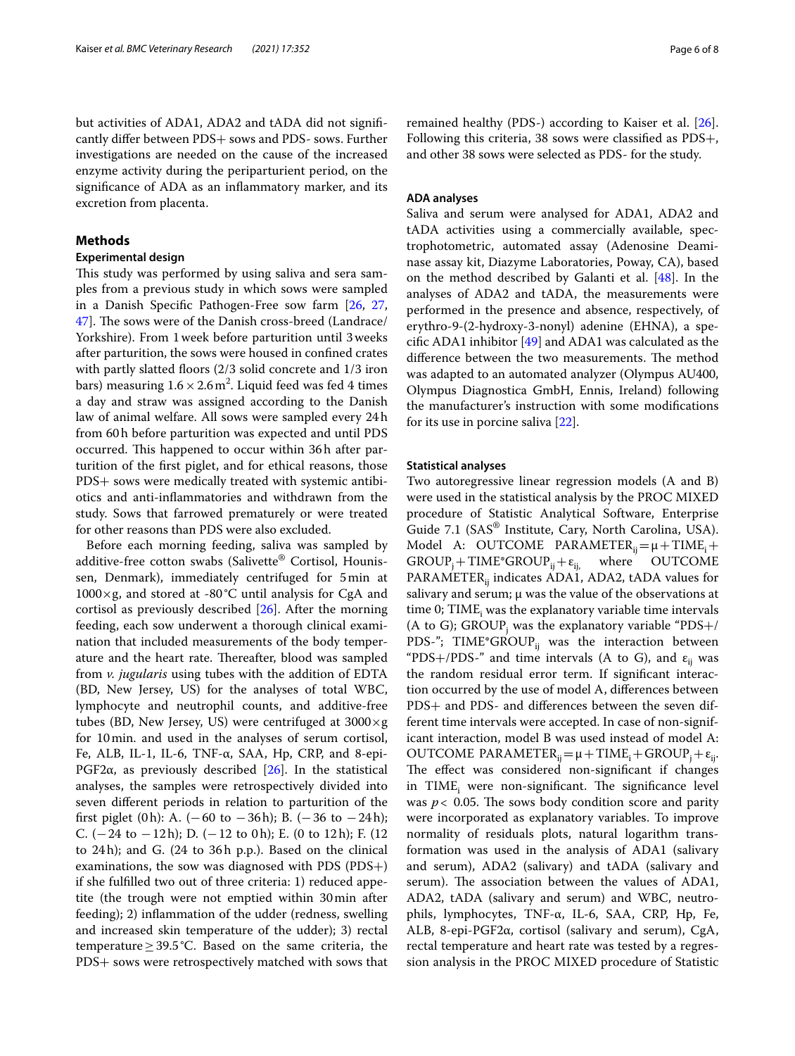but activities of ADA1, ADA2 and tADA did not significantly differ between PDS+ sows and PDS- sows. Further investigations are needed on the cause of the increased enzyme activity during the periparturient period, on the significance of ADA as an inflammatory marker, and its excretion from placenta.

## Methods

### Experimental design

This study was performed by using saliva and sera samples from a previous study in which sows were sampled in a Danish Specific Pathogen-Free sow farm [26, 27, 47]. The sows were of the Danish cross-breed (Landrace/Yorkshire). From 1 week before parturition until 3 weeks after parturition, the sows were housed in confined crates with partly slatted floors (2/3 solid concrete and 1/3 iron bars) measuring $1.6 \times 2.6\,m^2$. Liquid feed was fed 4 times a day and straw was assigned according to the Danish law of animal welfare. All sows were sampled every 24 h from 60 h before parturition was expected and until PDS occurred. This happened to occur within 36 h after parturition of the first piglet, and for ethical reasons, those PDS+ sows were medically treated with systemic antibiotics and anti-inflammatories and withdrawn from the study. Sows that farrowed prematurely or were treated for other reasons than PDS were also excluded.

Before each morning feeding, saliva was sampled by additive-free cotton swabs (Salivette® Cortisol, Hounissen, Denmark), immediately centrifuged for 5 min at $1000\times g$, and stored at -80 °C until analysis for CgA and cortisol as previously described [26]. After the morning feeding, each sow underwent a thorough clinical examination that included measurements of the body temperature and the heart rate. Thereafter, blood was sampled from *v. jugularis* using tubes with the addition of EDTA (BD, New Jersey, US) for the analyses of total WBC, lymphocyte and neutrophil counts, and additive-free tubes (BD, New Jersey, US) were centrifuged at $3000\times g$ for 10 min. and used in the analyses of serum cortisol, Fe, ALB, IL-1, IL-6, TNF-α, SAA, Hp, CRP, and 8-epi-PGF2α, as previously described [26]. In the statistical analyses, the samples were retrospectively divided into seven different periods in relation to parturition of the first piglet (0 h): A. (−60 to −36 h); B. (−36 to −24 h); C. (−24 to −12 h); D. (−12 to 0 h); E. (0 to 12 h); F. (12 to 24 h); and G. (24 to 36 h p.p.). Based on the clinical examinations, the sow was diagnosed with PDS (PDS+) if she fulfilled two out of three criteria: 1) reduced appetite (the trough were not emptied within 30 min after feeding); 2) inflammation of the udder (redness, swelling and increased skin temperature of the udder); 3) rectal temperature ≥ 39.5 °C. Based on the same criteria, the PDS+ sows were retrospectively matched with sows that remained healthy (PDS-) according to Kaiser et al. [26]. Following this criteria, 38 sows were classified as PDS+, and other 38 sows were selected as PDS- for the study.

### ADA analyses

Saliva and serum were analysed for ADA1, ADA2 and tADA activities using a commercially available, spectrophotometric, automated assay (Adenosine Deaminase assay kit, Diazyme Laboratories, Poway, CA), based on the method described by Galanti et al. [48]. In the analyses of ADA2 and tADA, the measurements were performed in the presence and absence, respectively, of erythro-9-(2-hydroxy-3-nonyl) adenine (EHNA), a specific ADA1 inhibitor [49] and ADA1 was calculated as the difference between the two measurements. The method was adapted to an automated analyzer (Olympus AU400, Olympus Diagnostica GmbH, Ennis, Ireland) following the manufacturer's instruction with some modifications for its use in porcine saliva [22].

### Statistical analyses

Two autoregressive linear regression models (A and B) were used in the statistical analysis by the PROC MIXED procedure of Statistic Analytical Software, Enterprise Guide 7.1 (SAS® Institute, Cary, North Carolina, USA). Model A: $\text{OUTCOME PARAMETER}_{ij} = \mu + \text{TIME}_i + \text{GROUP}_j + \text{TIME*GROUP}_{ij} + \varepsilon_{ij}$, where $\text{OUTCOME PARAMETER}_{ij}$ indicates ADA1, ADA2, tADA values for salivary and serum; μ was the value of the observations at time 0; $\text{TIME}_i$ was the explanatory variable time intervals (A to G); $\text{GROUP}_j$ was the explanatory variable "PDS+/PDS-"; $\text{TIME*GROUP}_{ij}$ was the interaction between "PDS+/PDS-" and time intervals (A to G), and $\varepsilon_{ij}$ was the random residual error term. If significant interaction occurred by the use of model A, differences between PDS+ and PDS- and differences between the seven different time intervals were accepted. In case of non-significant interaction, model B was used instead of model A: $\text{OUTCOME PARAMETER}_{ij} = \mu + \text{TIME}_i + \text{GROUP}_j + \varepsilon_{ij}$. The effect was considered non-significant if changes in $\text{TIME}_i$ were non-significant. The significance level was $p < 0.05$. The sows body condition score and parity were incorporated as explanatory variables. To improve normality of residuals plots, natural logarithm transformation was used in the analysis of ADA1 (salivary and serum), ADA2 (salivary) and tADA (salivary and serum). The association between the values of ADA1, ADA2, tADA (salivary and serum) and WBC, neutrophils, lymphocytes, TNF-α, IL-6, SAA, CRP, Hp, Fe, ALB, 8-epi-PGF2α, cortisol (salivary and serum), CgA, rectal temperature and heart rate was tested by a regression analysis in the PROC MIXED procedure of Statistic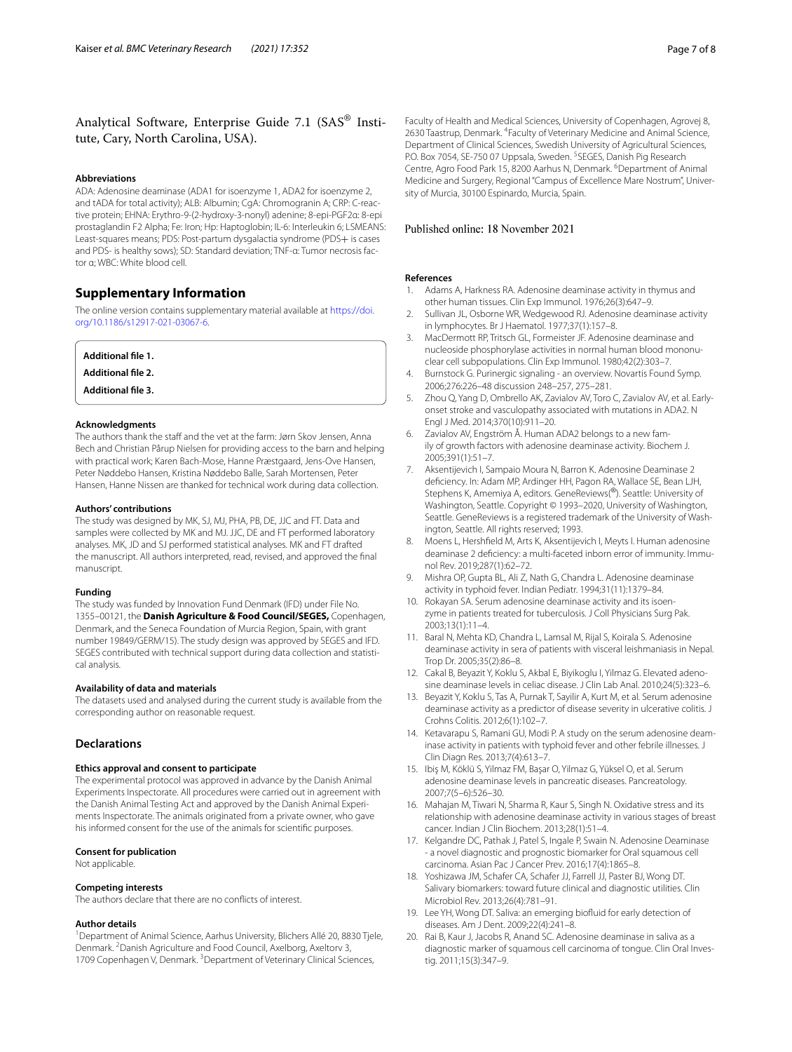Analytical Software, Enterprise Guide 7.1 (SAS® Institute, Cary, North Carolina, USA).

#### Abbreviations

ADA: Adenosine deaminase (ADA1 for isoenzyme 1, ADA2 for isoenzyme 2, and tADA for total activity); ALB: Albumin; CgA: Chromogranin A; CRP: C-reactive protein; EHNA: Erythro-9-(2-hydroxy-3-nonyl) adenine; 8-epi-PGF2α: 8-epi prostaglandin F2 Alpha; Fe: Iron; Hp: Haptoglobin; IL-6: Interleukin 6; LSMEANS: Least-squares means; PDS: Post-partum dysgalactia syndrome (PDS+ is cases and PDS- is healthy sows); SD: Standard deviation; TNF-α: Tumor necrosis factor α; WBC: White blood cell.

## Supplementary Information

The online version contains supplementary material available at https://doi.org/10.1186/s12917-021-03067-6.

**Additional file 1.**

**Additional file 2.**

**Additional file 3.**

#### Acknowledgments

The authors thank the staff and the vet at the farm: Jørn Skov Jensen, Anna Bech and Christian Pårup Nielsen for providing access to the barn and helping with practical work; Karen Bach-Mose, Hanne Præstgaard, Jens-Ove Hansen, Peter Nøddebo Hansen, Kristina Nøddebo Balle, Sarah Mortensen, Peter Hansen, Hanne Nissen are thanked for technical work during data collection.

#### Authors' contributions

The study was designed by MK, SJ, MJ, PHA, PB, DE, JJC and FT. Data and samples were collected by MK and MJ. JJC, DE and FT performed laboratory analyses. MK, JD and SJ performed statistical analyses. MK and FT drafted the manuscript. All authors interpreted, read, revised, and approved the final manuscript.

#### Funding

The study was funded by Innovation Fund Denmark (IFD) under File No. 1355–00121, the **Danish Agriculture & Food Council/SEGES,** Copenhagen, Denmark, and the Seneca Foundation of Murcia Region, Spain, with grant number 19849/GERM/15). The study design was approved by SEGES and IFD. SEGES contributed with technical support during data collection and statistical analysis.

#### Availability of data and materials

The datasets used and analysed during the current study is available from the corresponding author on reasonable request.

## Declarations

#### Ethics approval and consent to participate

The experimental protocol was approved in advance by the Danish Animal Experiments Inspectorate. All procedures were carried out in agreement with the Danish Animal Testing Act and approved by the Danish Animal Experiments Inspectorate. The animals originated from a private owner, who gave his informed consent for the use of the animals for scientific purposes.

#### Consent for publication

Not applicable.

#### Competing interests

The authors declare that there are no conflicts of interest.

#### Author details

[1]Department of Animal Science, Aarhus University, Blichers Allé 20, 8830 Tjele, Denmark. [2]Danish Agriculture and Food Council, Axelborg, Axeltorv 3, 1709 Copenhagen V, Denmark. [3]Department of Veterinary Clinical Sciences, Faculty of Health and Medical Sciences, University of Copenhagen, Agrovej 8, 2630 Taastrup, Denmark. [4]Faculty of Veterinary Medicine and Animal Science, Department of Clinical Sciences, Swedish University of Agricultural Sciences, P.O. Box 7054, SE-750 07 Uppsala, Sweden. [5]SEGES, Danish Pig Research Centre, Agro Food Park 15, 8200 Aarhus N, Denmark. [6]Department of Animal Medicine and Surgery, Regional "Campus of Excellence Mare Nostrum", University of Murcia, 30100 Espinardo, Murcia, Spain.

Published online: 18 November 2021

#### References

1. Adams A, Harkness RA. Adenosine deaminase activity in thymus and other human tissues. Clin Exp Immunol. 1976;26(3):647–9.
2. Sullivan JL, Osborne WR, Wedgewood RJ. Adenosine deaminase activity in lymphocytes. Br J Haematol. 1977;37(1):157–8.
3. MacDermott RP, Tritsch GL, Formeister JF. Adenosine deaminase and nucleoside phosphorylase activities in normal human blood mononuclear cell subpopulations. Clin Exp Immunol. 1980;42(2):303–7.
4. Burnstock G. Purinergic signaling - an overview. Novartis Found Symp. 2006;276:226–48 discussion 248–257, 275–281.
5. Zhou Q, Yang D, Ombrello AK, Zavialov AV, Toro C, Zavialov AV, et al. Early-onset stroke and vasculopathy associated with mutations in ADA2. N Engl J Med. 2014;370(10):911–20.
6. Zavialov AV, Engström Å. Human ADA2 belongs to a new family of growth factors with adenosine deaminase activity. Biochem J. 2005;391(1):51–7.
7. Aksentijevich I, Sampaio Moura N, Barron K. Adenosine Deaminase 2 deficiency. In: Adam MP, Ardinger HH, Pagon RA, Wallace SE, Bean LJH, Stephens K, Amemiya A, editors. GeneReviews(®). Seattle: University of Washington, Seattle. Copyright © 1993–2020, University of Washington, Seattle. GeneReviews is a registered trademark of the University of Washington, Seattle. All rights reserved; 1993.
8. Moens L, Hershfield M, Arts K, Aksentijevich I, Meyts I. Human adenosine deaminase 2 deficiency: a multi-faceted inborn error of immunity. Immunol Rev. 2019;287(1):62–72.
9. Mishra OP, Gupta BL, Ali Z, Nath G, Chandra L. Adenosine deaminase activity in typhoid fever. Indian Pediatr. 1994;31(11):1379–84.
10. Rokayan SA. Serum adenosine deaminase activity and its isoenzyme in patients treated for tuberculosis. J Coll Physicians Surg Pak. 2003;13(1):11–4.
11. Baral N, Mehta KD, Chandra L, Lamsal M, Rijal S, Koirala S. Adenosine deaminase activity in sera of patients with visceral leishmaniasis in Nepal. Trop Dr. 2005;35(2):86–8.
12. Cakal B, Beyazit Y, Koklu S, Akbal E, Biyikoglu I, Yilmaz G. Elevated adenosine deaminase levels in celiac disease. J Clin Lab Anal. 2010;24(5):323–6.
13. Beyazit Y, Koklu S, Tas A, Purnak T, Sayilir A, Kurt M, et al. Serum adenosine deaminase activity as a predictor of disease severity in ulcerative colitis. J Crohns Colitis. 2012;6(1):102–7.
14. Ketavarapu S, Ramani GU, Modi P. A study on the serum adenosine deaminase activity in patients with typhoid fever and other febrile illnesses. J Clin Diagn Res. 2013;7(4):613–7.
15. Ibiş M, Köklü S, Yilmaz FM, Başar O, Yilmaz G, Yüksel O, et al. Serum adenosine deaminase levels in pancreatic diseases. Pancreatology. 2007;7(5–6):526–30.
16. Mahajan M, Tiwari N, Sharma R, Kaur S, Singh N. Oxidative stress and its relationship with adenosine deaminase activity in various stages of breast cancer. Indian J Clin Biochem. 2013;28(1):51–4.
17. Kelgandre DC, Pathak J, Patel S, Ingale P, Swain N. Adenosine Deaminase - a novel diagnostic and prognostic biomarker for Oral squamous cell carcinoma. Asian Pac J Cancer Prev. 2016;17(4):1865–8.
18. Yoshizawa JM, Schafer CA, Schafer JJ, Farrell JJ, Paster BJ, Wong DT. Salivary biomarkers: toward future clinical and diagnostic utilities. Clin Microbiol Rev. 2013;26(4):781–91.
19. Lee YH, Wong DT. Saliva: an emerging biofluid for early detection of diseases. Am J Dent. 2009;22(4):241–8.
20. Rai B, Kaur J, Jacobs R, Anand SC. Adenosine deaminase in saliva as a diagnostic marker of squamous cell carcinoma of tongue. Clin Oral Investig. 2011;15(3):347–9.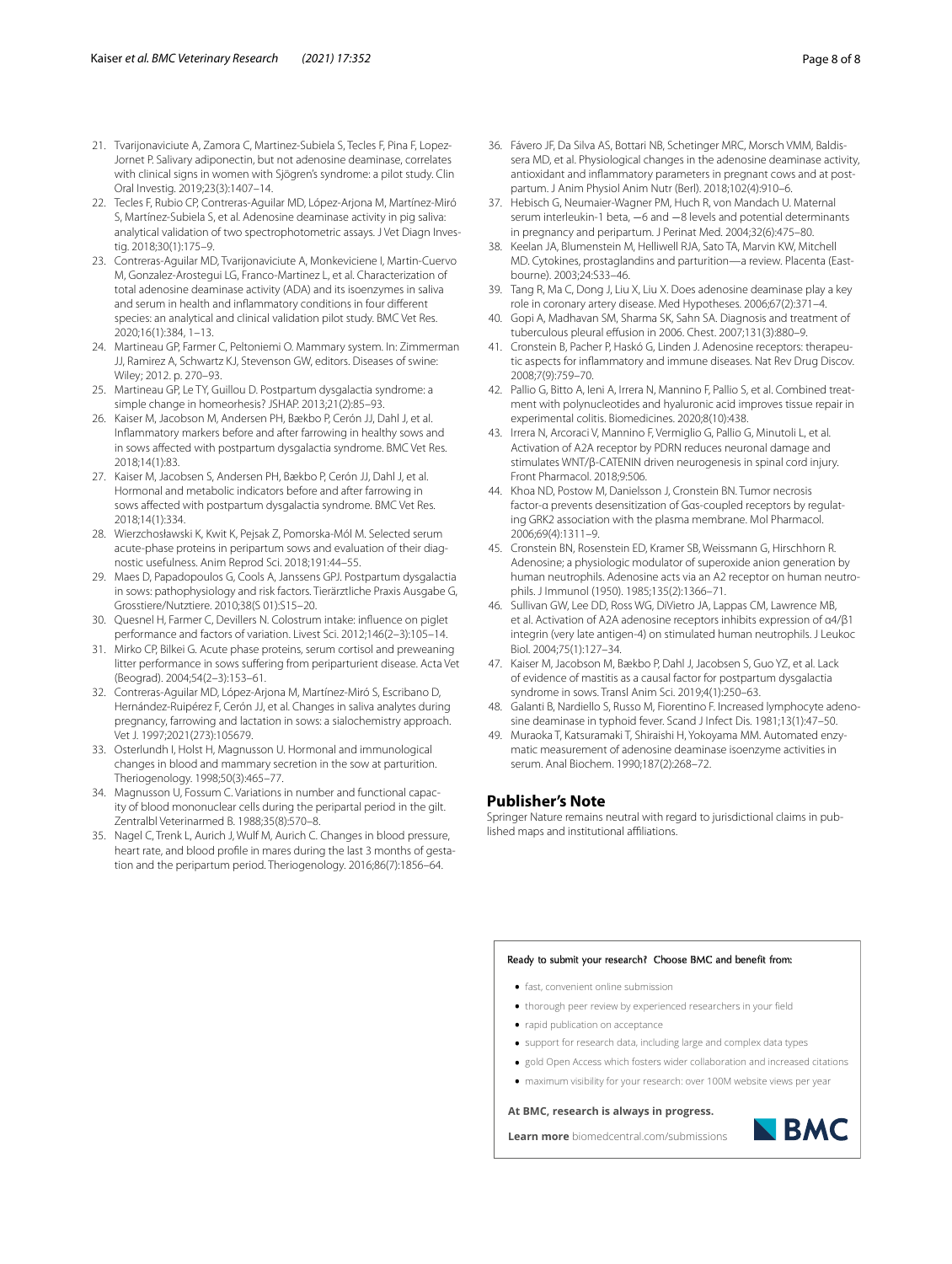21. Tvarijonaviciute A, Zamora C, Martinez-Subiela S, Tecles F, Pina F, Lopez-Jornet P. Salivary adiponectin, but not adenosine deaminase, correlates with clinical signs in women with Sjögren's syndrome: a pilot study. Clin Oral Investig. 2019;23(3):1407–14.
22. Tecles F, Rubio CP, Contreras-Aguilar MD, López-Arjona M, Martínez-Miró S, Martínez-Subiela S, et al. Adenosine deaminase activity in pig saliva: analytical validation of two spectrophotometric assays. J Vet Diagn Investig. 2018;30(1):175–9.
23. Contreras-Aguilar MD, Tvarijonaviciute A, Monkeviciene I, Martin-Cuervo M, Gonzalez-Arostegui LG, Franco-Martinez L, et al. Characterization of total adenosine deaminase activity (ADA) and its isoenzymes in saliva and serum in health and inflammatory conditions in four different species: an analytical and clinical validation pilot study. BMC Vet Res. 2020;16(1):384, 1–13.
24. Martineau GP, Farmer C, Peltoniemi O. Mammary system. In: Zimmerman JJ, Ramirez A, Schwartz KJ, Stevenson GW, editors. Diseases of swine: Wiley; 2012. p. 270–93.
25. Martineau GP, Le TY, Guillou D. Postpartum dysgalactia syndrome: a simple change in homeorhesis? JSHAP. 2013;21(2):85–93.
26. Kaiser M, Jacobson M, Andersen PH, Bækbo P, Cerón JJ, Dahl J, et al. Inflammatory markers before and after farrowing in healthy sows and in sows affected with postpartum dysgalactia syndrome. BMC Vet Res. 2018;14(1):83.
27. Kaiser M, Jacobsen S, Andersen PH, Bækbo P, Cerón JJ, Dahl J, et al. Hormonal and metabolic indicators before and after farrowing in sows affected with postpartum dysgalactia syndrome. BMC Vet Res. 2018;14(1):334.
28. Wierzchosławski K, Kwit K, Pejsak Z, Pomorska-Mól M. Selected serum acute-phase proteins in peripartum sows and evaluation of their diagnostic usefulness. Anim Reprod Sci. 2018;191:44–55.
29. Maes D, Papadopoulos G, Cools A, Janssens GPJ. Postpartum dysgalactia in sows: pathophysiology and risk factors. Tierärztliche Praxis Ausgabe G, Grosstiere/Nutztiere. 2010;38(S 01):S15–20.
30. Quesnel H, Farmer C, Devillers N. Colostrum intake: influence on piglet performance and factors of variation. Livest Sci. 2012;146(2–3):105–14.
31. Mirko CP, Bilkei G. Acute phase proteins, serum cortisol and preweaning litter performance in sows suffering from periparturient disease. Acta Vet (Beograd). 2004;54(2–3):153–61.
32. Contreras-Aguilar MD, López-Arjona M, Martínez-Miró S, Escribano D, Hernández-Ruipérez F, Cerón JJ, et al. Changes in saliva analytes during pregnancy, farrowing and lactation in sows: a sialochemistry approach. Vet J. 1997;2021(273):105679.
33. Osterlundh I, Holst H, Magnusson U. Hormonal and immunological changes in blood and mammary secretion in the sow at parturition. Theriogenology. 1998;50(3):465–77.
34. Magnusson U, Fossum C. Variations in number and functional capacity of blood mononuclear cells during the peripartal period in the gilt. Zentralbl Veterinarmed B. 1988;35(8):570–8.
35. Nagel C, Trenk L, Aurich J, Wulf M, Aurich C. Changes in blood pressure, heart rate, and blood profile in mares during the last 3 months of gestation and the peripartum period. Theriogenology. 2016;86(7):1856–64.
36. Fávero JF, Da Silva AS, Bottari NB, Schetinger MRC, Morsch VMM, Baldissera MD, et al. Physiological changes in the adenosine deaminase activity, antioxidant and inflammatory parameters in pregnant cows and at postpartum. J Anim Physiol Anim Nutr (Berl). 2018;102(4):910–6.
37. Hebisch G, Neumaier-Wagner PM, Huch R, von Mandach U. Maternal serum interleukin-1 beta, −6 and −8 levels and potential determinants in pregnancy and peripartum. J Perinat Med. 2004;32(6):475–80.
38. Keelan JA, Blumenstein M, Helliwell RJA, Sato TA, Marvin KW, Mitchell MD. Cytokines, prostaglandins and parturition—a review. Placenta (Eastbourne). 2003;24:S33–46.
39. Tang R, Ma C, Dong J, Liu X, Liu X. Does adenosine deaminase play a key role in coronary artery disease. Med Hypotheses. 2006;67(2):371–4.
40. Gopi A, Madhavan SM, Sharma SK, Sahn SA. Diagnosis and treatment of tuberculous pleural effusion in 2006. Chest. 2007;131(3):880–9.
41. Cronstein B, Pacher P, Haskó G, Linden J. Adenosine receptors: therapeutic aspects for inflammatory and immune diseases. Nat Rev Drug Discov. 2008;7(9):759–70.
42. Pallio G, Bitto A, Ieni A, Irrera N, Mannino F, Pallio S, et al. Combined treatment with polynucleotides and hyaluronic acid improves tissue repair in experimental colitis. Biomedicines. 2020;8(10):438.
43. Irrera N, Arcoraci V, Mannino F, Vermiglio G, Pallio G, Minutoli L, et al. Activation of A2A receptor by PDRN reduces neuronal damage and stimulates WNT/β-CATENIN driven neurogenesis in spinal cord injury. Front Pharmacol. 2018;9:506.
44. Khoa ND, Postow M, Danielsson J, Cronstein BN. Tumor necrosis factor-α prevents desensitization of Gαs-coupled receptors by regulating GRK2 association with the plasma membrane. Mol Pharmacol. 2006;69(4):1311–9.
45. Cronstein BN, Rosenstein ED, Kramer SB, Weissmann G, Hirschhorn R. Adenosine; a physiologic modulator of superoxide anion generation by human neutrophils. Adenosine acts via an A2 receptor on human neutrophils. J Immunol (1950). 1985;135(2):1366–71.
46. Sullivan GW, Lee DD, Ross WG, DiVietro JA, Lappas CM, Lawrence MB, et al. Activation of A2A adenosine receptors inhibits expression of α4/β1 integrin (very late antigen-4) on stimulated human neutrophils. J Leukoc Biol. 2004;75(1):127–34.
47. Kaiser M, Jacobson M, Bækbo P, Dahl J, Jacobsen S, Guo YZ, et al. Lack of evidence of mastitis as a causal factor for postpartum dysgalactia syndrome in sows. Transl Anim Sci. 2019;4(1):250–63.
48. Galanti B, Nardiello S, Russo M, Fiorentino F. Increased lymphocyte adenosine deaminase in typhoid fever. Scand J Infect Dis. 1981;13(1):47–50.
49. Muraoka T, Katsuramaki T, Shiraishi H, Yokoyama MM. Automated enzymatic measurement of adenosine deaminase isoenzyme activities in serum. Anal Biochem. 1990;187(2):268–72.

## Publisher's Note

Springer Nature remains neutral with regard to jurisdictional claims in published maps and institutional affiliations.